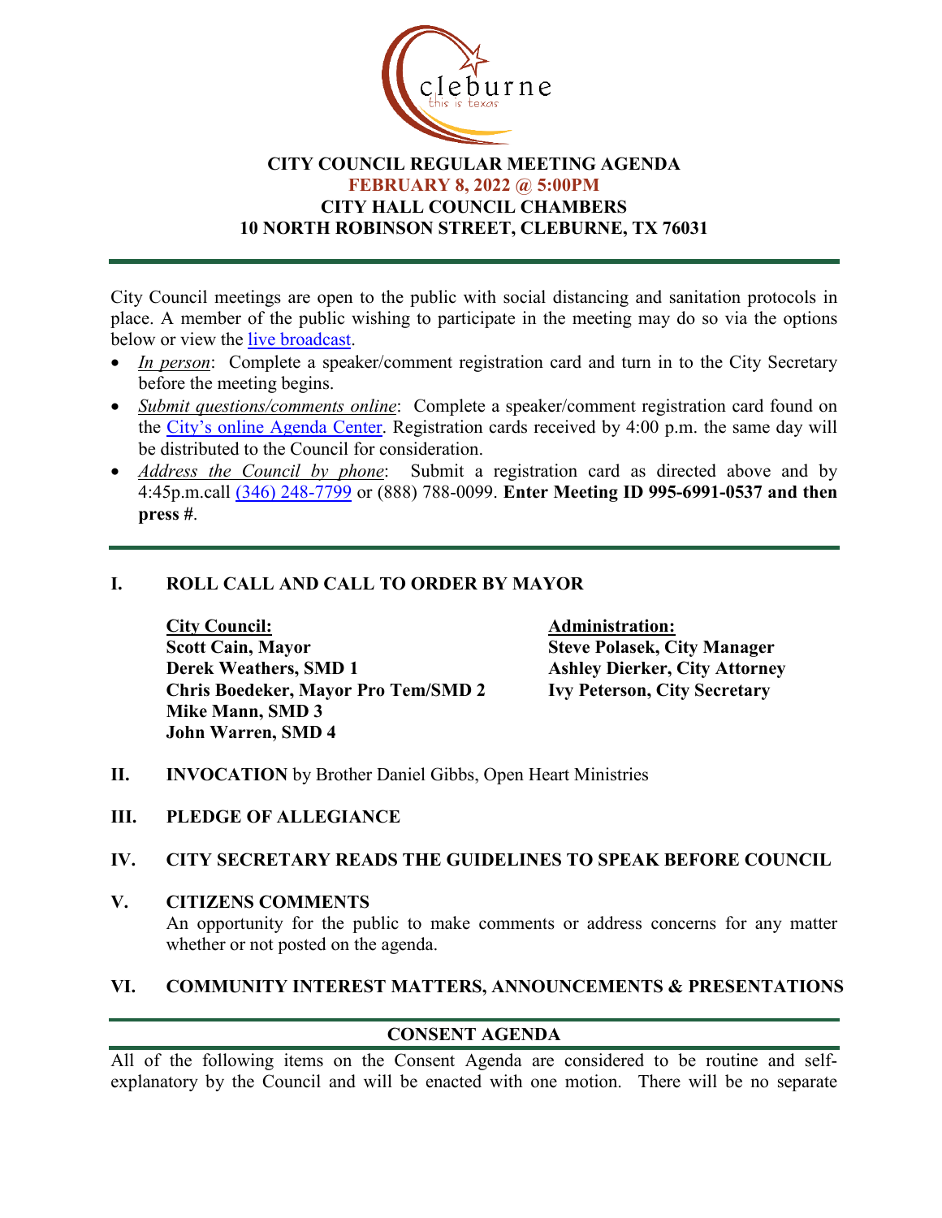**CITY COUNCIL REGULAR MEETING AGENDA**
**FEBRUARY 8, 2022 @ 5:00PM**
**CITY HALL COUNCIL CHAMBERS**
**10 NORTH ROBINSON STREET, CLEBURNE, TX 76031**

City Council meetings are open to the public with social distancing and sanitation protocols in place. A member of the public wishing to participate in the meeting may do so via the options below or view the live broadcast.

- *In person*: Complete a speaker/comment registration card and turn in to the City Secretary before the meeting begins.
- *Submit questions/comments online*: Complete a speaker/comment registration card found on the City's online Agenda Center. Registration cards received by 4:00 p.m. the same day will be distributed to the Council for consideration.
- *Address the Council by phone*: Submit a registration card as directed above and by 4:45p.m.call (346) 248-7799 or (888) 788-0099. **Enter Meeting ID 995-6991-0537 and then press #**.

## I. ROLL CALL AND CALL TO ORDER BY MAYOR

**City Council:**
**Scott Cain, Mayor**
**Derek Weathers, SMD 1**
**Chris Boedeker, Mayor Pro Tem/SMD 2**
**Mike Mann, SMD 3**
**John Warren, SMD 4**

**Administration:**
**Steve Polasek, City Manager**
**Ashley Dierker, City Attorney**
**Ivy Peterson, City Secretary**

## II. INVOCATION by Brother Daniel Gibbs, Open Heart Ministries

## III. PLEDGE OF ALLEGIANCE

## IV. CITY SECRETARY READS THE GUIDELINES TO SPEAK BEFORE COUNCIL

## V. CITIZENS COMMENTS

An opportunity for the public to make comments or address concerns for any matter whether or not posted on the agenda.

## VI. COMMUNITY INTEREST MATTERS, ANNOUNCEMENTS & PRESENTATIONS

## CONSENT AGENDA

All of the following items on the Consent Agenda are considered to be routine and self-explanatory by the Council and will be enacted with one motion. There will be no separate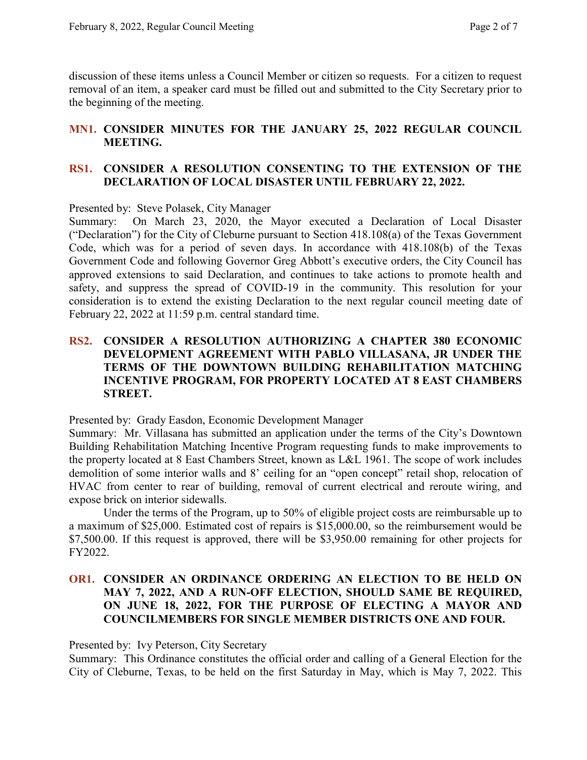discussion of these items unless a Council Member or citizen so requests. For a citizen to request removal of an item, a speaker card must be filled out and submitted to the City Secretary prior to the beginning of the meeting.

**MN1. CONSIDER MINUTES FOR THE JANUARY 25, 2022 REGULAR COUNCIL MEETING.**

**RS1. CONSIDER A RESOLUTION CONSENTING TO THE EXTENSION OF THE DECLARATION OF LOCAL DISASTER UNTIL FEBRUARY 22, 2022.**

Presented by: Steve Polasek, City Manager
Summary: On March 23, 2020, the Mayor executed a Declaration of Local Disaster ("Declaration") for the City of Cleburne pursuant to Section 418.108(a) of the Texas Government Code, which was for a period of seven days. In accordance with 418.108(b) of the Texas Government Code and following Governor Greg Abbott's executive orders, the City Council has approved extensions to said Declaration, and continues to take actions to promote health and safety, and suppress the spread of COVID-19 in the community. This resolution for your consideration is to extend the existing Declaration to the next regular council meeting date of February 22, 2022 at 11:59 p.m. central standard time.

**RS2. CONSIDER A RESOLUTION AUTHORIZING A CHAPTER 380 ECONOMIC DEVELOPMENT AGREEMENT WITH PABLO VILLASANA, JR UNDER THE TERMS OF THE DOWNTOWN BUILDING REHABILITATION MATCHING INCENTIVE PROGRAM, FOR PROPERTY LOCATED AT 8 EAST CHAMBERS STREET.**

Presented by: Grady Easdon, Economic Development Manager
Summary: Mr. Villasana has submitted an application under the terms of the City's Downtown Building Rehabilitation Matching Incentive Program requesting funds to make improvements to the property located at 8 East Chambers Street, known as L&L 1961. The scope of work includes demolition of some interior walls and 8' ceiling for an "open concept" retail shop, relocation of HVAC from center to rear of building, removal of current electrical and reroute wiring, and expose brick on interior sidewalls.

Under the terms of the Program, up to 50% of eligible project costs are reimbursable up to a maximum of $25,000. Estimated cost of repairs is $15,000.00, so the reimbursement would be $7,500.00. If this request is approved, there will be $3,950.00 remaining for other projects for FY2022.

**OR1. CONSIDER AN ORDINANCE ORDERING AN ELECTION TO BE HELD ON MAY 7, 2022, AND A RUN-OFF ELECTION, SHOULD SAME BE REQUIRED, ON JUNE 18, 2022, FOR THE PURPOSE OF ELECTING A MAYOR AND COUNCILMEMBERS FOR SINGLE MEMBER DISTRICTS ONE AND FOUR.**

Presented by: Ivy Peterson, City Secretary
Summary: This Ordinance constitutes the official order and calling of a General Election for the City of Cleburne, Texas, to be held on the first Saturday in May, which is May 7, 2022. This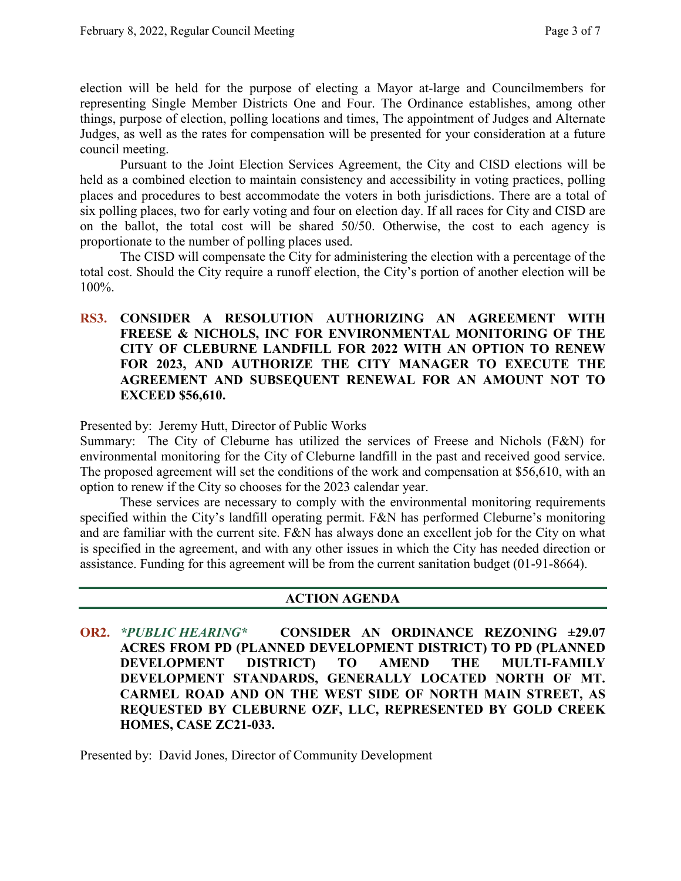election will be held for the purpose of electing a Mayor at-large and Councilmembers for representing Single Member Districts One and Four. The Ordinance establishes, among other things, purpose of election, polling locations and times, The appointment of Judges and Alternate Judges, as well as the rates for compensation will be presented for your consideration at a future council meeting.

Pursuant to the Joint Election Services Agreement, the City and CISD elections will be held as a combined election to maintain consistency and accessibility in voting practices, polling places and procedures to best accommodate the voters in both jurisdictions. There are a total of six polling places, two for early voting and four on election day. If all races for City and CISD are on the ballot, the total cost will be shared 50/50. Otherwise, the cost to each agency is proportionate to the number of polling places used.

The CISD will compensate the City for administering the election with a percentage of the total cost. Should the City require a runoff election, the City's portion of another election will be 100%.

**RS3. CONSIDER A RESOLUTION AUTHORIZING AN AGREEMENT WITH FREESE & NICHOLS, INC FOR ENVIRONMENTAL MONITORING OF THE CITY OF CLEBURNE LANDFILL FOR 2022 WITH AN OPTION TO RENEW FOR 2023, AND AUTHORIZE THE CITY MANAGER TO EXECUTE THE AGREEMENT AND SUBSEQUENT RENEWAL FOR AN AMOUNT NOT TO EXCEED $56,610.**

Presented by: Jeremy Hutt, Director of Public Works

Summary: The City of Cleburne has utilized the services of Freese and Nichols (F&N) for environmental monitoring for the City of Cleburne landfill in the past and received good service. The proposed agreement will set the conditions of the work and compensation at $56,610, with an option to renew if the City so chooses for the 2023 calendar year.

These services are necessary to comply with the environmental monitoring requirements specified within the City's landfill operating permit. F&N has performed Cleburne's monitoring and are familiar with the current site. F&N has always done an excellent job for the City on what is specified in the agreement, and with any other issues in which the City has needed direction or assistance. Funding for this agreement will be from the current sanitation budget (01-91-8664).

## ACTION AGENDA

**OR2.** ***PUBLIC HEARING*** **CONSIDER AN ORDINANCE REZONING ±29.07 ACRES FROM PD (PLANNED DEVELOPMENT DISTRICT) TO PD (PLANNED DEVELOPMENT DISTRICT) TO AMEND THE MULTI-FAMILY DEVELOPMENT STANDARDS, GENERALLY LOCATED NORTH OF MT. CARMEL ROAD AND ON THE WEST SIDE OF NORTH MAIN STREET, AS REQUESTED BY CLEBURNE OZF, LLC, REPRESENTED BY GOLD CREEK HOMES, CASE ZC21-033.**

Presented by: David Jones, Director of Community Development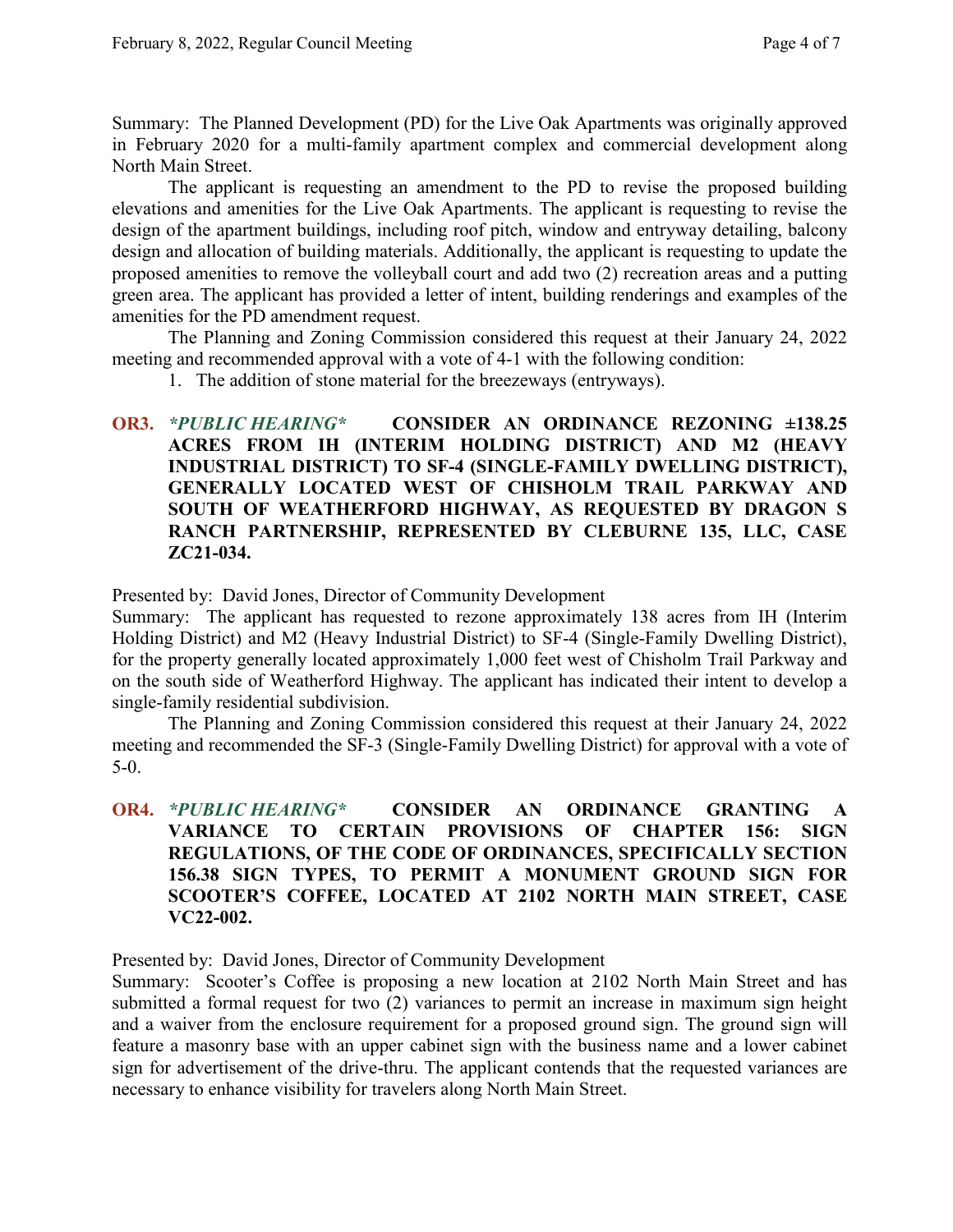Summary: The Planned Development (PD) for the Live Oak Apartments was originally approved in February 2020 for a multi-family apartment complex and commercial development along North Main Street.

The applicant is requesting an amendment to the PD to revise the proposed building elevations and amenities for the Live Oak Apartments. The applicant is requesting to revise the design of the apartment buildings, including roof pitch, window and entryway detailing, balcony design and allocation of building materials. Additionally, the applicant is requesting to update the proposed amenities to remove the volleyball court and add two (2) recreation areas and a putting green area. The applicant has provided a letter of intent, building renderings and examples of the amenities for the PD amendment request.

The Planning and Zoning Commission considered this request at their January 24, 2022 meeting and recommended approval with a vote of 4-1 with the following condition:

1. The addition of stone material for the breezeways (entryways).

**OR3.** ***\*PUBLIC HEARING\**** **CONSIDER AN ORDINANCE REZONING ±138.25 ACRES FROM IH (INTERIM HOLDING DISTRICT) AND M2 (HEAVY INDUSTRIAL DISTRICT) TO SF-4 (SINGLE-FAMILY DWELLING DISTRICT), GENERALLY LOCATED WEST OF CHISHOLM TRAIL PARKWAY AND SOUTH OF WEATHERFORD HIGHWAY, AS REQUESTED BY DRAGON S RANCH PARTNERSHIP, REPRESENTED BY CLEBURNE 135, LLC, CASE ZC21-034.**

Presented by: David Jones, Director of Community Development

Summary: The applicant has requested to rezone approximately 138 acres from IH (Interim Holding District) and M2 (Heavy Industrial District) to SF-4 (Single-Family Dwelling District), for the property generally located approximately 1,000 feet west of Chisholm Trail Parkway and on the south side of Weatherford Highway. The applicant has indicated their intent to develop a single-family residential subdivision.

The Planning and Zoning Commission considered this request at their January 24, 2022 meeting and recommended the SF-3 (Single-Family Dwelling District) for approval with a vote of 5-0.

**OR4.** ***\*PUBLIC HEARING\**** **CONSIDER AN ORDINANCE GRANTING A VARIANCE TO CERTAIN PROVISIONS OF CHAPTER 156: SIGN REGULATIONS, OF THE CODE OF ORDINANCES, SPECIFICALLY SECTION 156.38 SIGN TYPES, TO PERMIT A MONUMENT GROUND SIGN FOR SCOOTER'S COFFEE, LOCATED AT 2102 NORTH MAIN STREET, CASE VC22-002.**

Presented by: David Jones, Director of Community Development

Summary: Scooter's Coffee is proposing a new location at 2102 North Main Street and has submitted a formal request for two (2) variances to permit an increase in maximum sign height and a waiver from the enclosure requirement for a proposed ground sign. The ground sign will feature a masonry base with an upper cabinet sign with the business name and a lower cabinet sign for advertisement of the drive-thru. The applicant contends that the requested variances are necessary to enhance visibility for travelers along North Main Street.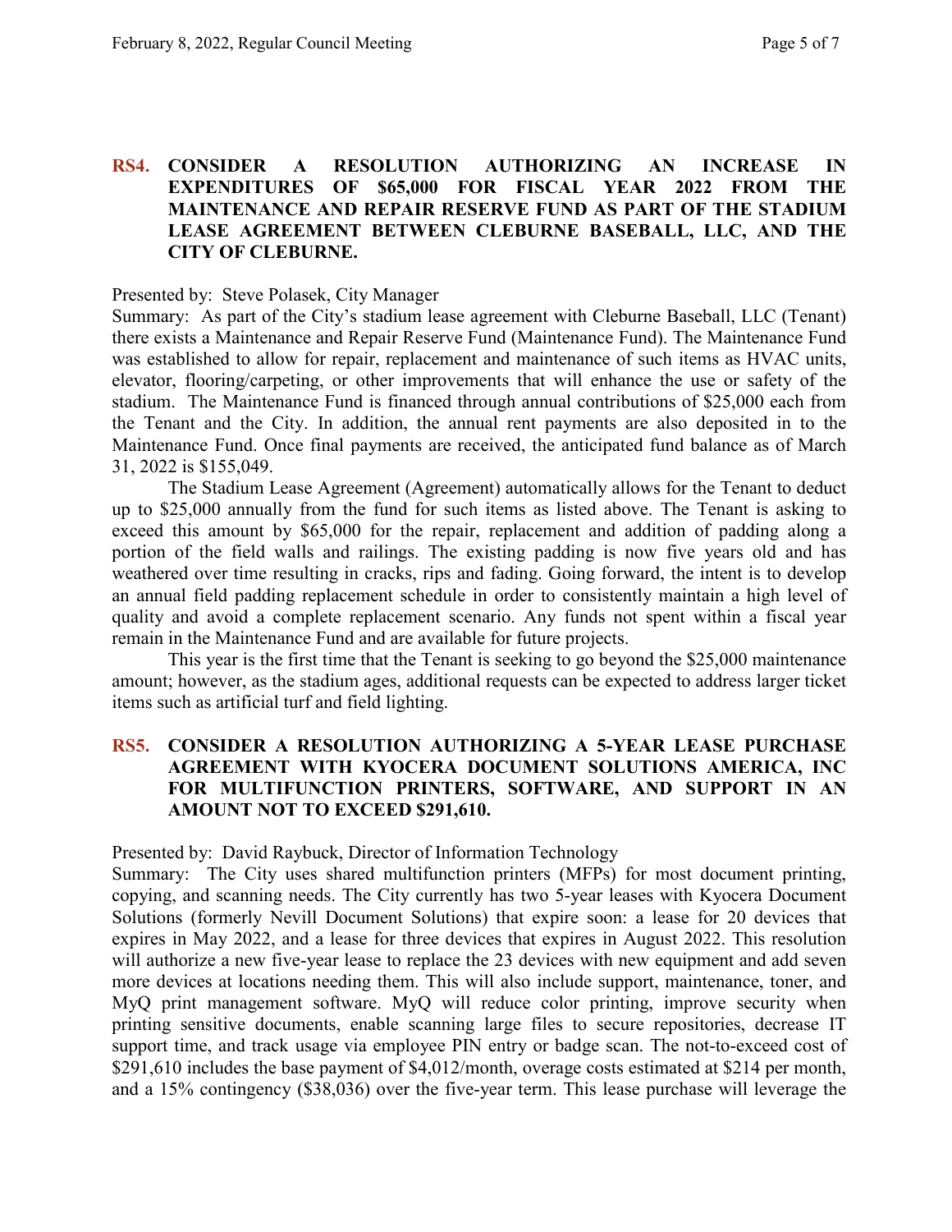### RS4. CONSIDER A RESOLUTION AUTHORIZING AN INCREASE IN EXPENDITURES OF $65,000 FOR FISCAL YEAR 2022 FROM THE MAINTENANCE AND REPAIR RESERVE FUND AS PART OF THE STADIUM LEASE AGREEMENT BETWEEN CLEBURNE BASEBALL, LLC, AND THE CITY OF CLEBURNE.

Presented by: Steve Polasek, City Manager

Summary: As part of the City's stadium lease agreement with Cleburne Baseball, LLC (Tenant) there exists a Maintenance and Repair Reserve Fund (Maintenance Fund). The Maintenance Fund was established to allow for repair, replacement and maintenance of such items as HVAC units, elevator, flooring/carpeting, or other improvements that will enhance the use or safety of the stadium. The Maintenance Fund is financed through annual contributions of $25,000 each from the Tenant and the City. In addition, the annual rent payments are also deposited in to the Maintenance Fund. Once final payments are received, the anticipated fund balance as of March 31, 2022 is $155,049.

The Stadium Lease Agreement (Agreement) automatically allows for the Tenant to deduct up to $25,000 annually from the fund for such items as listed above. The Tenant is asking to exceed this amount by $65,000 for the repair, replacement and addition of padding along a portion of the field walls and railings. The existing padding is now five years old and has weathered over time resulting in cracks, rips and fading. Going forward, the intent is to develop an annual field padding replacement schedule in order to consistently maintain a high level of quality and avoid a complete replacement scenario. Any funds not spent within a fiscal year remain in the Maintenance Fund and are available for future projects.

This year is the first time that the Tenant is seeking to go beyond the $25,000 maintenance amount; however, as the stadium ages, additional requests can be expected to address larger ticket items such as artificial turf and field lighting.

### RS5. CONSIDER A RESOLUTION AUTHORIZING A 5-YEAR LEASE PURCHASE AGREEMENT WITH KYOCERA DOCUMENT SOLUTIONS AMERICA, INC FOR MULTIFUNCTION PRINTERS, SOFTWARE, AND SUPPORT IN AN AMOUNT NOT TO EXCEED $291,610.

Presented by: David Raybuck, Director of Information Technology

Summary: The City uses shared multifunction printers (MFPs) for most document printing, copying, and scanning needs. The City currently has two 5-year leases with Kyocera Document Solutions (formerly Nevill Document Solutions) that expire soon: a lease for 20 devices that expires in May 2022, and a lease for three devices that expires in August 2022. This resolution will authorize a new five-year lease to replace the 23 devices with new equipment and add seven more devices at locations needing them. This will also include support, maintenance, toner, and MyQ print management software. MyQ will reduce color printing, improve security when printing sensitive documents, enable scanning large files to secure repositories, decrease IT support time, and track usage via employee PIN entry or badge scan. The not-to-exceed cost of $291,610 includes the base payment of $4,012/month, overage costs estimated at $214 per month, and a 15% contingency ($38,036) over the five-year term. This lease purchase will leverage the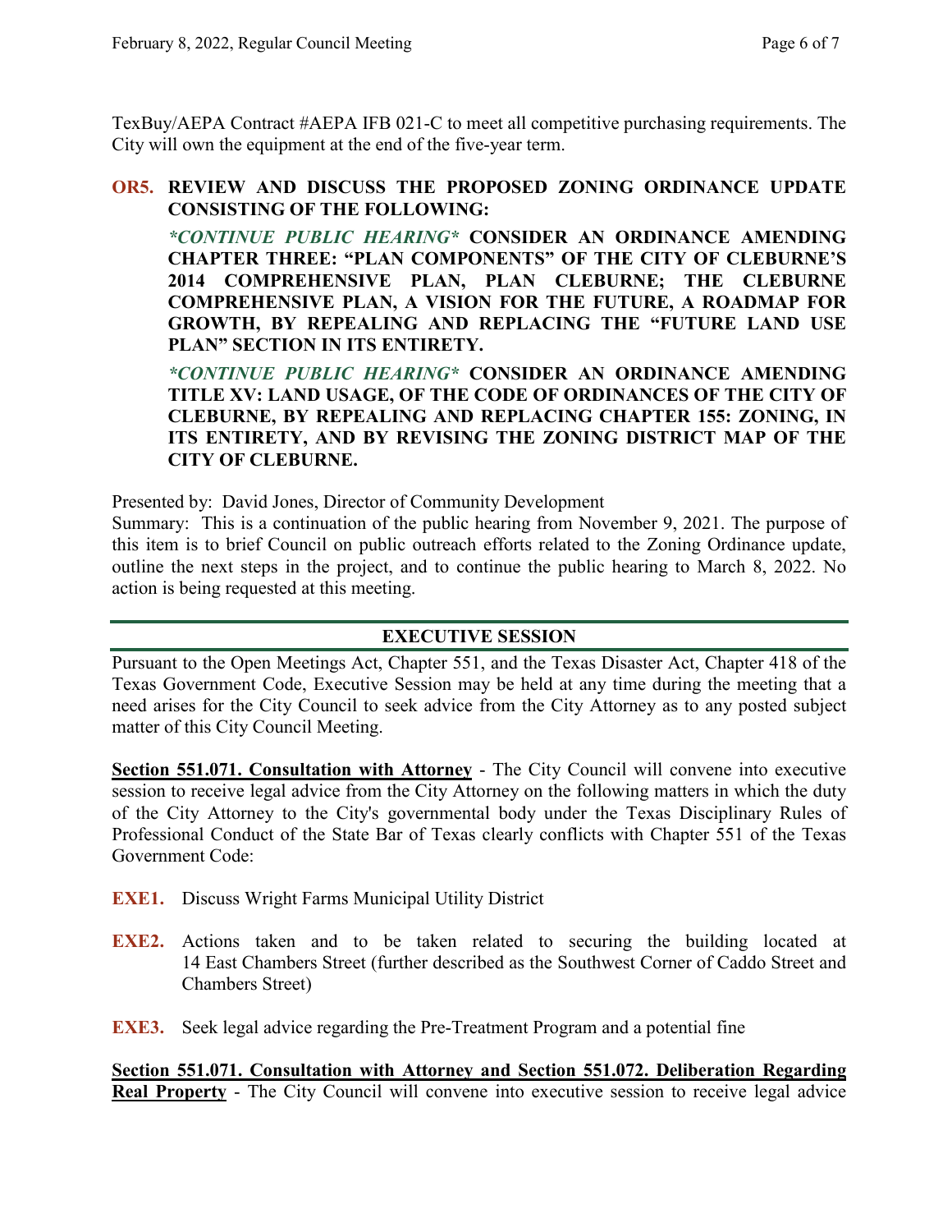TexBuy/AEPA Contract #AEPA IFB 021-C to meet all competitive purchasing requirements. The City will own the equipment at the end of the five-year term.

**OR5. REVIEW AND DISCUSS THE PROPOSED ZONING ORDINANCE UPDATE CONSISTING OF THE FOLLOWING:**

***\*CONTINUE PUBLIC HEARING\**** **CONSIDER AN ORDINANCE AMENDING CHAPTER THREE: "PLAN COMPONENTS" OF THE CITY OF CLEBURNE'S 2014 COMPREHENSIVE PLAN, PLAN CLEBURNE; THE CLEBURNE COMPREHENSIVE PLAN, A VISION FOR THE FUTURE, A ROADMAP FOR GROWTH, BY REPEALING AND REPLACING THE "FUTURE LAND USE PLAN" SECTION IN ITS ENTIRETY.**

***\*CONTINUE PUBLIC HEARING\**** **CONSIDER AN ORDINANCE AMENDING TITLE XV: LAND USAGE, OF THE CODE OF ORDINANCES OF THE CITY OF CLEBURNE, BY REPEALING AND REPLACING CHAPTER 155: ZONING, IN ITS ENTIRETY, AND BY REVISING THE ZONING DISTRICT MAP OF THE CITY OF CLEBURNE.**

Presented by: David Jones, Director of Community Development
Summary: This is a continuation of the public hearing from November 9, 2021. The purpose of this item is to brief Council on public outreach efforts related to the Zoning Ordinance update, outline the next steps in the project, and to continue the public hearing to March 8, 2022. No action is being requested at this meeting.

## EXECUTIVE SESSION

Pursuant to the Open Meetings Act, Chapter 551, and the Texas Disaster Act, Chapter 418 of the Texas Government Code, Executive Session may be held at any time during the meeting that a need arises for the City Council to seek advice from the City Attorney as to any posted subject matter of this City Council Meeting.

**Section 551.071. Consultation with Attorney** - The City Council will convene into executive session to receive legal advice from the City Attorney on the following matters in which the duty of the City Attorney to the City's governmental body under the Texas Disciplinary Rules of Professional Conduct of the State Bar of Texas clearly conflicts with Chapter 551 of the Texas Government Code:

**EXE1.** Discuss Wright Farms Municipal Utility District

**EXE2.** Actions taken and to be taken related to securing the building located at 14 East Chambers Street (further described as the Southwest Corner of Caddo Street and Chambers Street)

**EXE3.** Seek legal advice regarding the Pre-Treatment Program and a potential fine

**Section 551.071. Consultation with Attorney and Section 551.072. Deliberation Regarding Real Property** - The City Council will convene into executive session to receive legal advice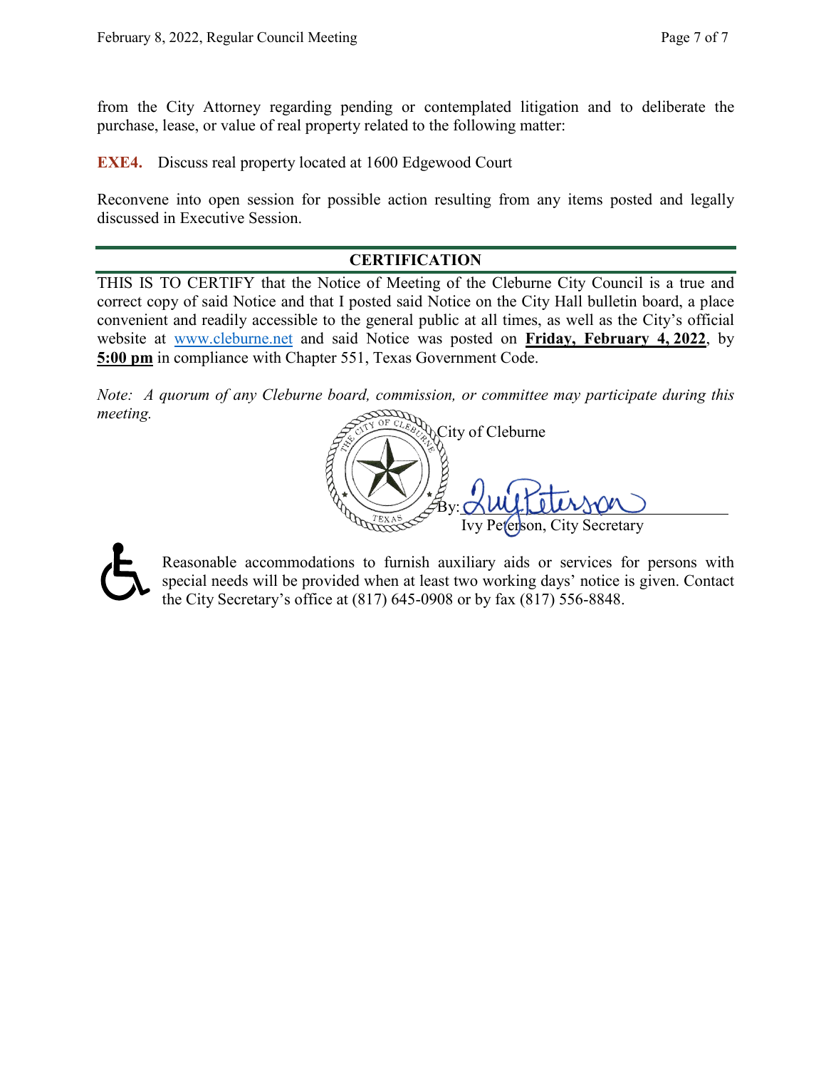from the City Attorney regarding pending or contemplated litigation and to deliberate the purchase, lease, or value of real property related to the following matter:

**EXE4.** Discuss real property located at 1600 Edgewood Court

Reconvene into open session for possible action resulting from any items posted and legally discussed in Executive Session.

## CERTIFICATION

THIS IS TO CERTIFY that the Notice of Meeting of the Cleburne City Council is a true and correct copy of said Notice and that I posted said Notice on the City Hall bulletin board, a place convenient and readily accessible to the general public at all times, as well as the City's official website at www.cleburne.net and said Notice was posted on **Friday, February 4, 2022**, by **5:00 pm** in compliance with Chapter 551, Texas Government Code.

*Note: A quorum of any Cleburne board, commission, or committee may participate during this meeting.*

City of Cleburne

By: Ivy Peterson
Ivy Peterson, City Secretary

Reasonable accommodations to furnish auxiliary aids or services for persons with special needs will be provided when at least two working days' notice is given. Contact the City Secretary's office at (817) 645-0908 or by fax (817) 556-8848.